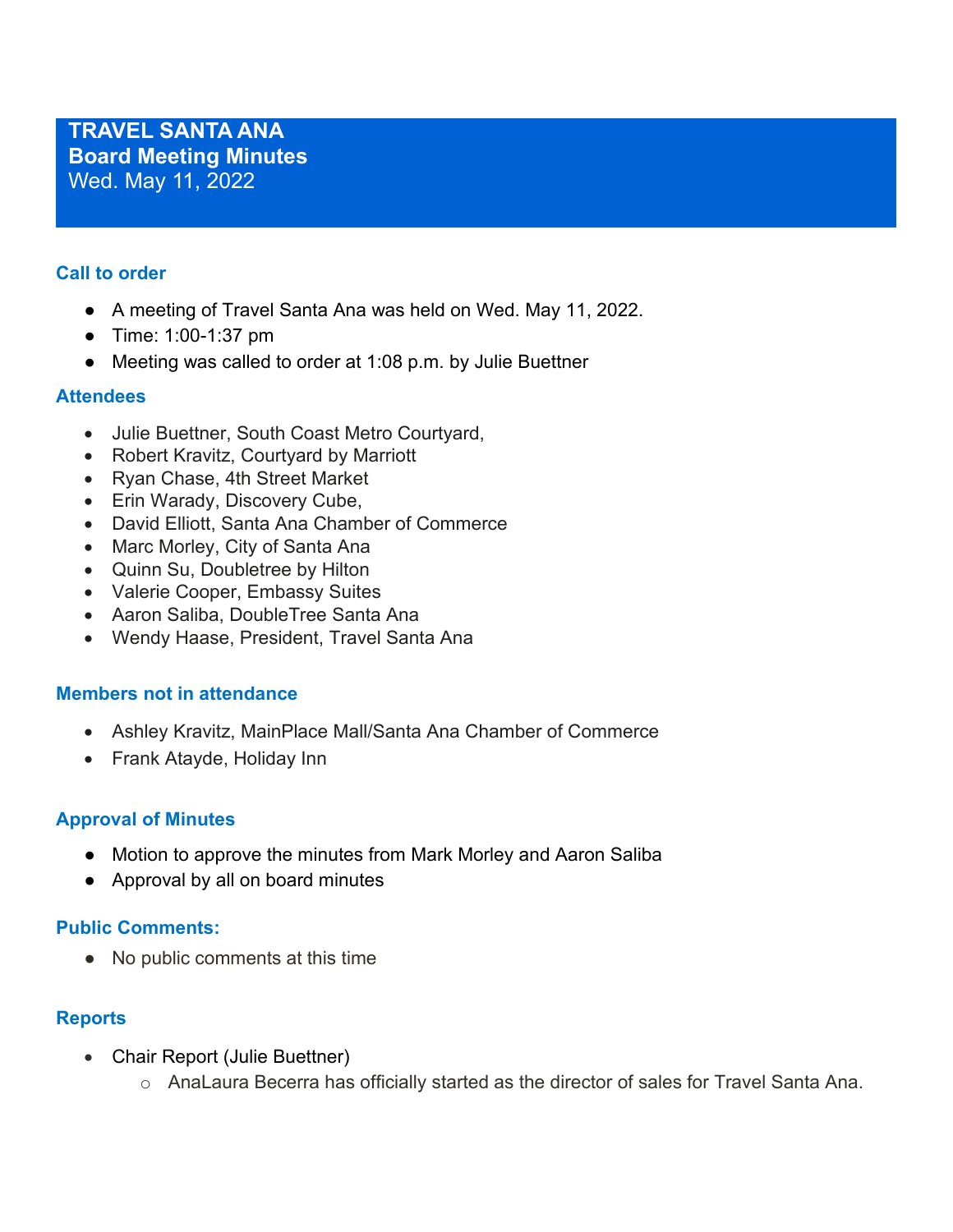# TRAVEL SANTA ANA
## Board Meeting Minutes
Wed. May 11, 2022

### Call to order

- A meeting of Travel Santa Ana was held on Wed. May 11, 2022.
- Time: 1:00-1:37 pm
- Meeting was called to order at 1:08 p.m. by Julie Buettner

### Attendees

- Julie Buettner, South Coast Metro Courtyard,
- Robert Kravitz, Courtyard by Marriott
- Ryan Chase, 4th Street Market
- Erin Warady, Discovery Cube,
- David Elliott, Santa Ana Chamber of Commerce
- Marc Morley, City of Santa Ana
- Quinn Su, Doubletree by Hilton
- Valerie Cooper, Embassy Suites
- Aaron Saliba, DoubleTree Santa Ana
- Wendy Haase, President, Travel Santa Ana

### Members not in attendance

- Ashley Kravitz, MainPlace Mall/Santa Ana Chamber of Commerce
- Frank Atayde, Holiday Inn

### Approval of Minutes

- Motion to approve the minutes from Mark Morley and Aaron Saliba
- Approval by all on board minutes

### Public Comments:

- No public comments at this time

### Reports

- Chair Report (Julie Buettner)
  - AnaLaura Becerra has officially started as the director of sales for Travel Santa Ana.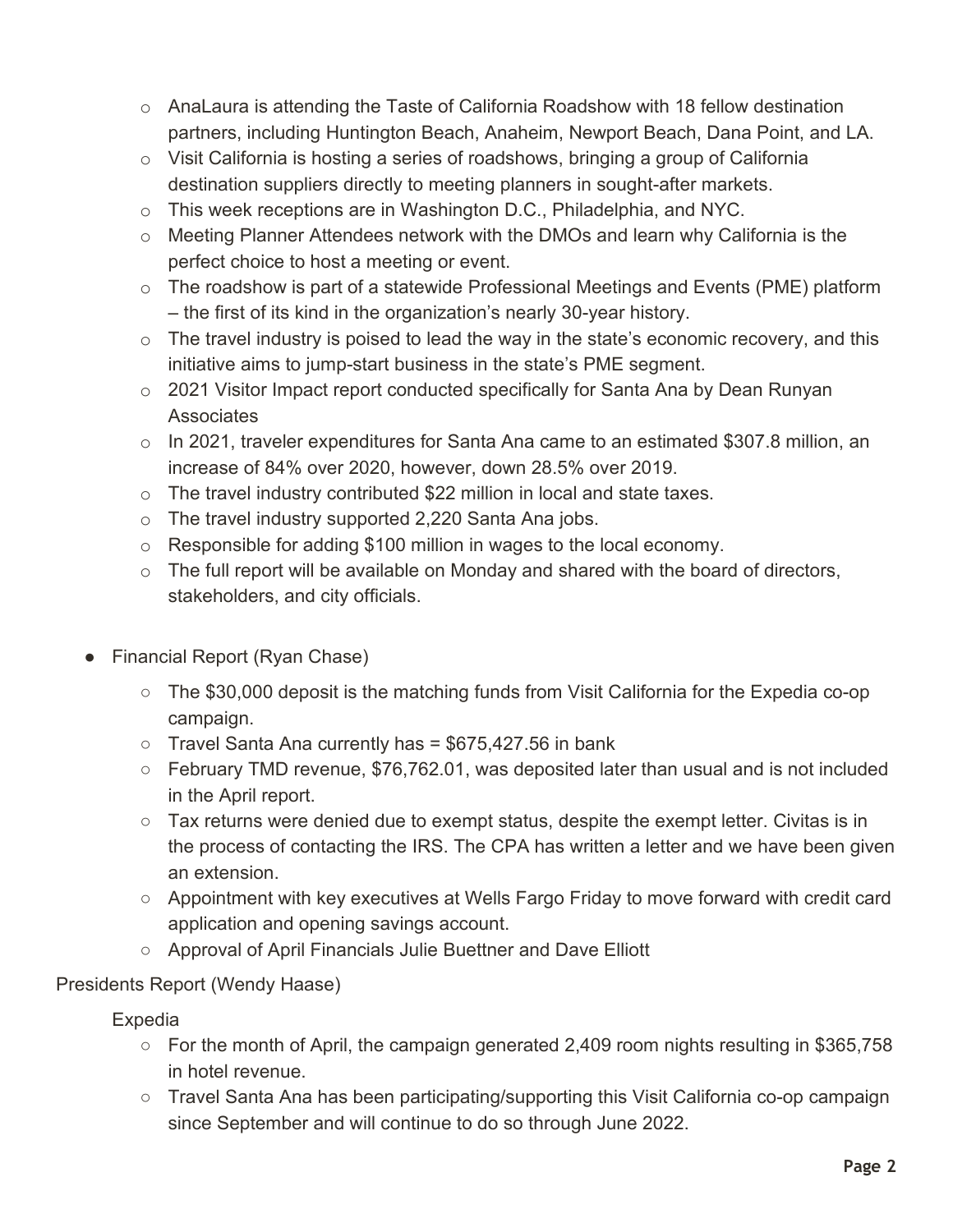- AnaLaura is attending the Taste of California Roadshow with 18 fellow destination partners, including Huntington Beach, Anaheim, Newport Beach, Dana Point, and LA.
  - Visit California is hosting a series of roadshows, bringing a group of California destination suppliers directly to meeting planners in sought-after markets.
  - This week receptions are in Washington D.C., Philadelphia, and NYC.
  - Meeting Planner Attendees network with the DMOs and learn why California is the perfect choice to host a meeting or event.
  - The roadshow is part of a statewide Professional Meetings and Events (PME) platform – the first of its kind in the organization's nearly 30-year history.
  - The travel industry is poised to lead the way in the state's economic recovery, and this initiative aims to jump-start business in the state's PME segment.
  - 2021 Visitor Impact report conducted specifically for Santa Ana by Dean Runyan Associates
  - In 2021, traveler expenditures for Santa Ana came to an estimated $307.8 million, an increase of 84% over 2020, however, down 28.5% over 2019.
  - The travel industry contributed $22 million in local and state taxes.
  - The travel industry supported 2,220 Santa Ana jobs.
  - Responsible for adding $100 million in wages to the local economy.
  - The full report will be available on Monday and shared with the board of directors, stakeholders, and city officials.

- Financial Report (Ryan Chase)
  - The $30,000 deposit is the matching funds from Visit California for the Expedia co-op campaign.
  - Travel Santa Ana currently has = $675,427.56 in bank
  - February TMD revenue, $76,762.01, was deposited later than usual and is not included in the April report.
  - Tax returns were denied due to exempt status, despite the exempt letter. Civitas is in the process of contacting the IRS. The CPA has written a letter and we have been given an extension.
  - Appointment with key executives at Wells Fargo Friday to move forward with credit card application and opening savings account.
  - Approval of April Financials Julie Buettner and Dave Elliott

Presidents Report (Wendy Haase)

Expedia

- For the month of April, the campaign generated 2,409 room nights resulting in $365,758 in hotel revenue.
- Travel Santa Ana has been participating/supporting this Visit California co-op campaign since September and will continue to do so through June 2022.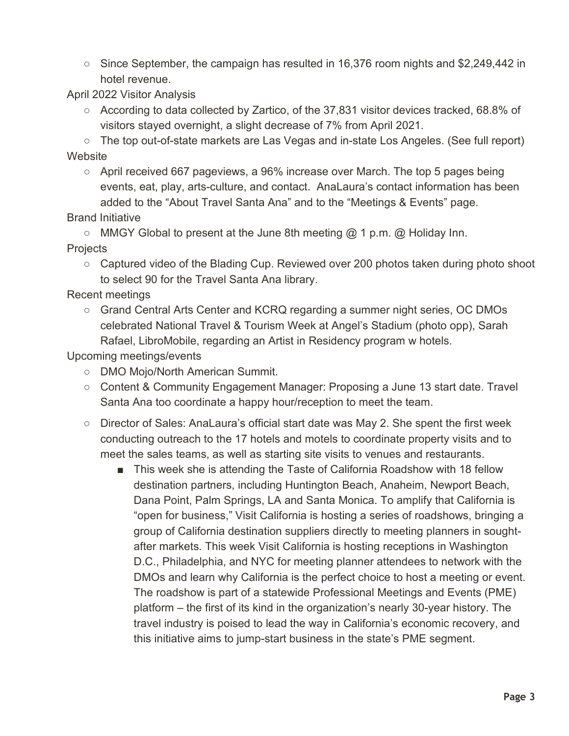- Since September, the campaign has resulted in 16,376 room nights and $2,249,442 in hotel revenue.

April 2022 Visitor Analysis

- According to data collected by Zartico, of the 37,831 visitor devices tracked, 68.8% of visitors stayed overnight, a slight decrease of 7% from April 2021.
- The top out-of-state markets are Las Vegas and in-state Los Angeles. (See full report)

Website

- April received 667 pageviews, a 96% increase over March. The top 5 pages being events, eat, play, arts-culture, and contact. AnaLaura's contact information has been added to the "About Travel Santa Ana" and to the "Meetings & Events" page.

Brand Initiative

- MMGY Global to present at the June 8th meeting @ 1 p.m. @ Holiday Inn.

Projects

- Captured video of the Blading Cup. Reviewed over 200 photos taken during photo shoot to select 90 for the Travel Santa Ana library.

Recent meetings

- Grand Central Arts Center and KCRQ regarding a summer night series, OC DMOs celebrated National Travel & Tourism Week at Angel's Stadium (photo opp), Sarah Rafael, LibroMobile, regarding an Artist in Residency program w hotels.

Upcoming meetings/events

- DMO Mojo/North American Summit.
- Content & Community Engagement Manager: Proposing a June 13 start date. Travel Santa Ana too coordinate a happy hour/reception to meet the team.
- Director of Sales: AnaLaura's official start date was May 2. She spent the first week conducting outreach to the 17 hotels and motels to coordinate property visits and to meet the sales teams, as well as starting site visits to venues and restaurants.
  - This week she is attending the Taste of California Roadshow with 18 fellow destination partners, including Huntington Beach, Anaheim, Newport Beach, Dana Point, Palm Springs, LA and Santa Monica. To amplify that California is "open for business," Visit California is hosting a series of roadshows, bringing a group of California destination suppliers directly to meeting planners in sought-after markets. This week Visit California is hosting receptions in Washington D.C., Philadelphia, and NYC for meeting planner attendees to network with the DMOs and learn why California is the perfect choice to host a meeting or event. The roadshow is part of a statewide Professional Meetings and Events (PME) platform – the first of its kind in the organization's nearly 30-year history. The travel industry is poised to lead the way in California's economic recovery, and this initiative aims to jump-start business in the state's PME segment.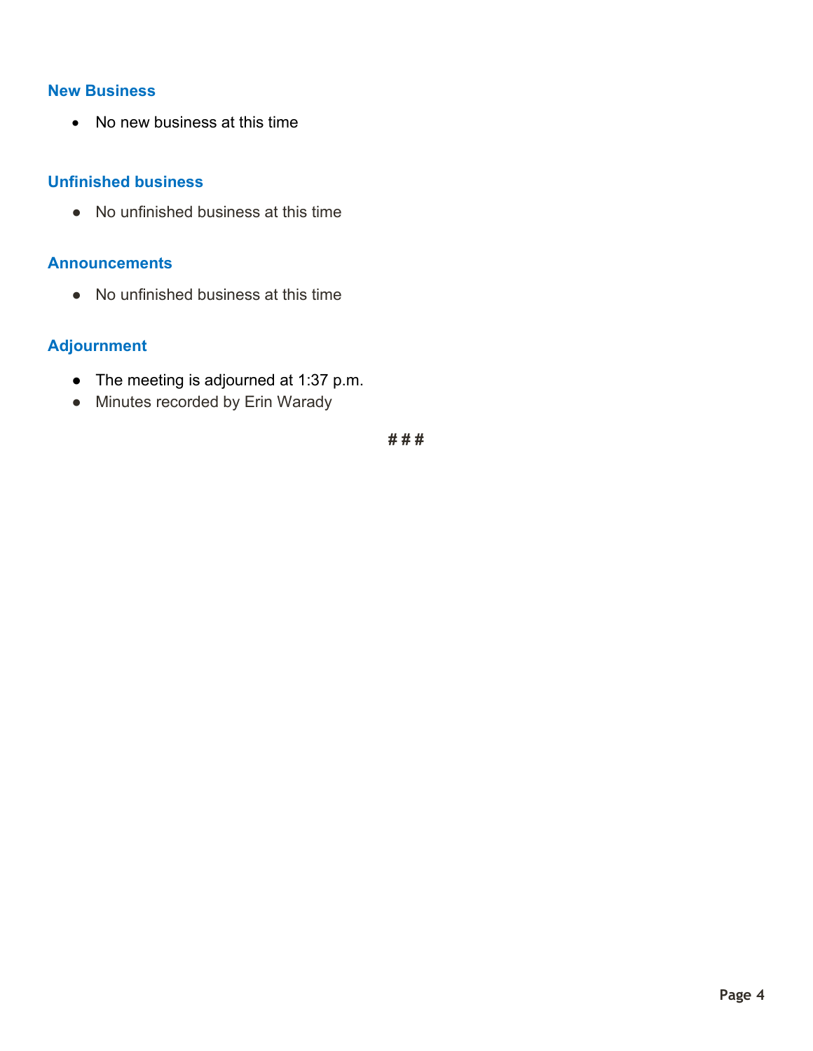## New Business

- No new business at this time

## Unfinished business

- No unfinished business at this time

## Announcements

- No unfinished business at this time

## Adjournment

- The meeting is adjourned at 1:37 p.m.
- Minutes recorded by Erin Warady

###